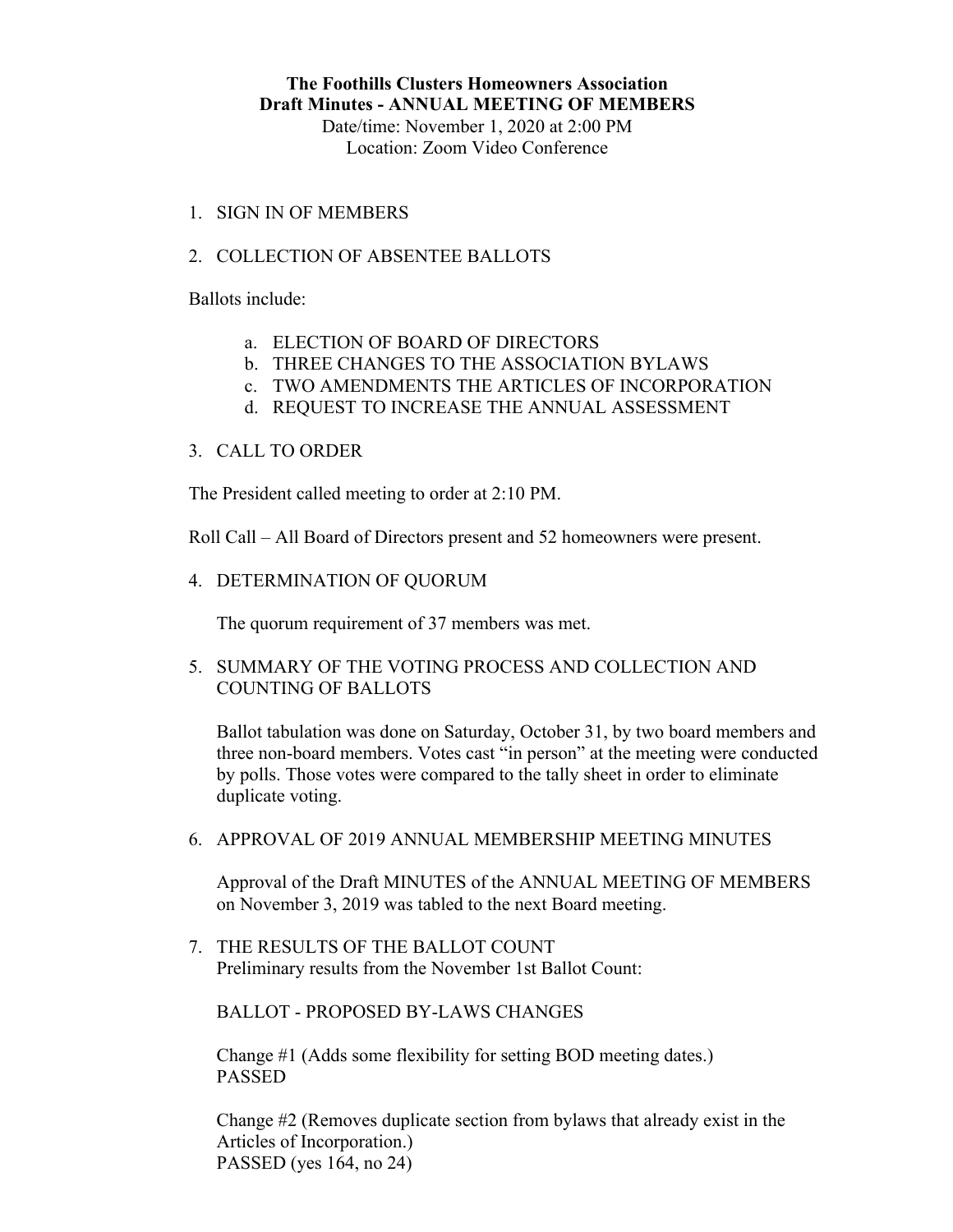**The Foothills Clusters Homeowners Association**
**Draft Minutes - ANNUAL MEETING OF MEMBERS**
Date/time: November 1, 2020 at 2:00 PM
Location: Zoom Video Conference

1. SIGN IN OF MEMBERS

2. COLLECTION OF ABSENTEE BALLOTS

Ballots include:

   a. ELECTION OF BOARD OF DIRECTORS
   b. THREE CHANGES TO THE ASSOCIATION BYLAWS
   c. TWO AMENDMENTS THE ARTICLES OF INCORPORATION
   d. REQUEST TO INCREASE THE ANNUAL ASSESSMENT

3. CALL TO ORDER

The President called meeting to order at 2:10 PM.

Roll Call – All Board of Directors present and 52 homeowners were present.

4. DETERMINATION OF QUORUM

   The quorum requirement of 37 members was met.

5. SUMMARY OF THE VOTING PROCESS AND COLLECTION AND COUNTING OF BALLOTS

   Ballot tabulation was done on Saturday, October 31, by two board members and three non-board members. Votes cast "in person" at the meeting were conducted by polls. Those votes were compared to the tally sheet in order to eliminate duplicate voting.

6. APPROVAL OF 2019 ANNUAL MEMBERSHIP MEETING MINUTES

   Approval of the Draft MINUTES of the ANNUAL MEETING OF MEMBERS on November 3, 2019 was tabled to the next Board meeting.

7. THE RESULTS OF THE BALLOT COUNT
   Preliminary results from the November 1st Ballot Count:

   BALLOT - PROPOSED BY-LAWS CHANGES

   Change #1 (Adds some flexibility for setting BOD meeting dates.)
   PASSED

   Change #2 (Removes duplicate section from bylaws that already exist in the Articles of Incorporation.)
   PASSED (yes 164, no 24)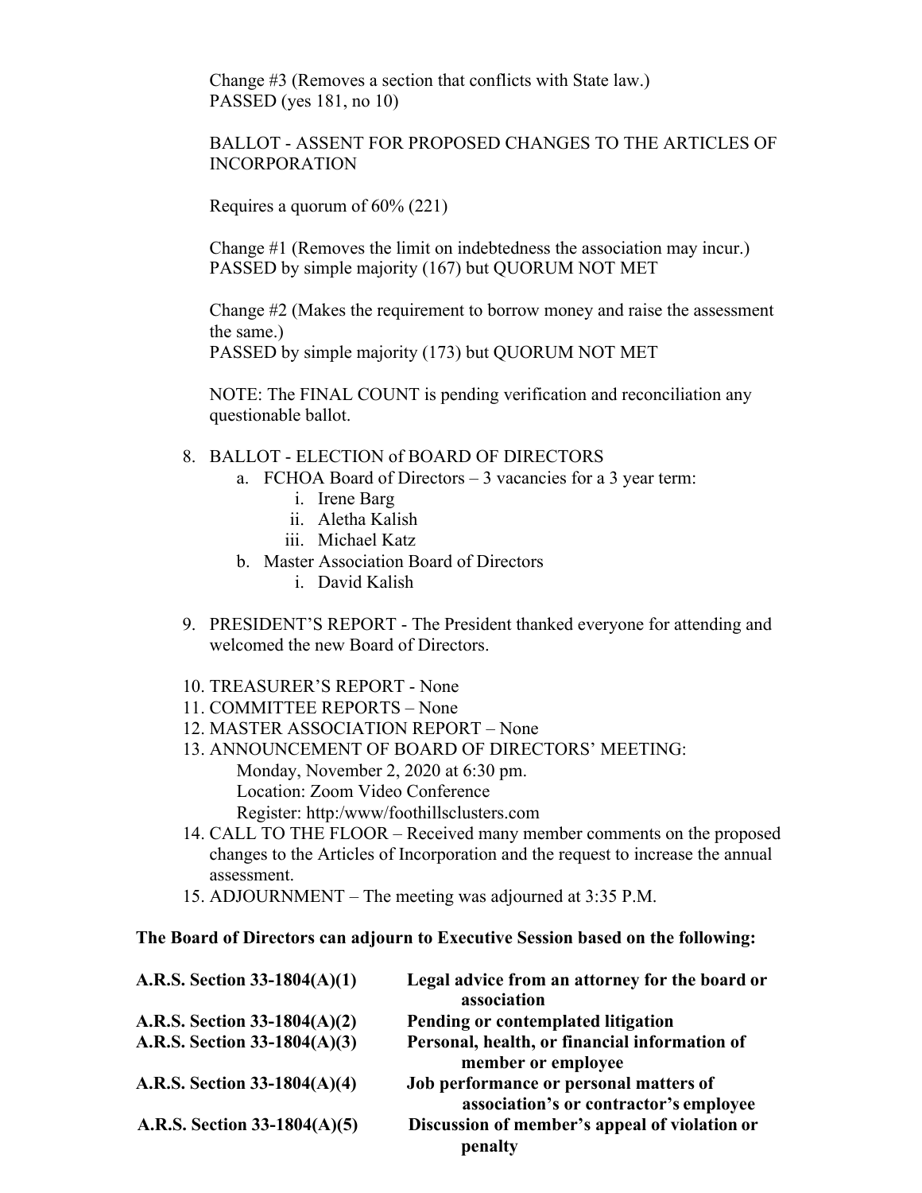Change #3 (Removes a section that conflicts with State law.)
PASSED (yes 181, no 10)

BALLOT - ASSENT FOR PROPOSED CHANGES TO THE ARTICLES OF INCORPORATION

Requires a quorum of 60% (221)

Change #1 (Removes the limit on indebtedness the association may incur.)
PASSED by simple majority (167) but QUORUM NOT MET

Change #2 (Makes the requirement to borrow money and raise the assessment the same.)
PASSED by simple majority (173) but QUORUM NOT MET

NOTE: The FINAL COUNT is pending verification and reconciliation any questionable ballot.

8. BALLOT - ELECTION of BOARD OF DIRECTORS
   a. FCHOA Board of Directors – 3 vacancies for a 3 year term:
      i. Irene Barg
      ii. Aletha Kalish
      iii. Michael Katz
   b. Master Association Board of Directors
      i. David Kalish
9. PRESIDENT'S REPORT - The President thanked everyone for attending and welcomed the new Board of Directors.
10. TREASURER'S REPORT - None
11. COMMITTEE REPORTS – None
12. MASTER ASSOCIATION REPORT – None
13. ANNOUNCEMENT OF BOARD OF DIRECTORS' MEETING:
    Monday, November 2, 2020 at 6:30 pm.
    Location: Zoom Video Conference
    Register: http:/www/foothillsclusters.com
14. CALL TO THE FLOOR – Received many member comments on the proposed changes to the Articles of Incorporation and the request to increase the annual assessment.
15. ADJOURNMENT – The meeting was adjourned at 3:35 P.M.

**The Board of Directors can adjourn to Executive Session based on the following:**

| | |
|---|---|
| **A.R.S. Section 33-1804(A)(1)** | **Legal advice from an attorney for the board or association** |
| **A.R.S. Section 33-1804(A)(2)** | **Pending or contemplated litigation** |
| **A.R.S. Section 33-1804(A)(3)** | **Personal, health, or financial information of member or employee** |
| **A.R.S. Section 33-1804(A)(4)** | **Job performance or personal matters of association's or contractor's employee** |
| **A.R.S. Section 33-1804(A)(5)** | **Discussion of member's appeal of violation or penalty** |